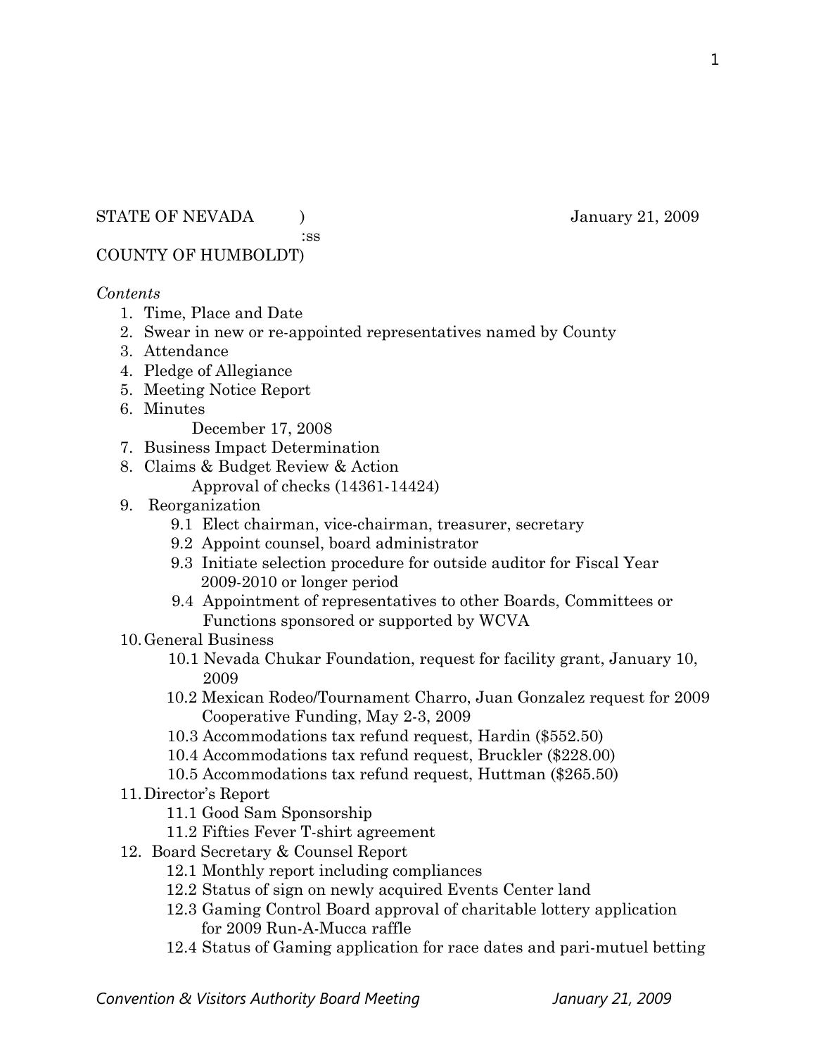STATE OF NEVADA )                                                    January 21, 2009
:ss
COUNTY OF HUMBOLDT)

*Contents*

1. Time, Place and Date
2. Swear in new or re-appointed representatives named by County
3. Attendance
4. Pledge of Allegiance
5. Meeting Notice Report
6. Minutes
   December 17, 2008
7. Business Impact Determination
8. Claims & Budget Review & Action
   Approval of checks (14361-14424)
9. Reorganization
   - 9.1 Elect chairman, vice-chairman, treasurer, secretary
   - 9.2 Appoint counsel, board administrator
   - 9.3 Initiate selection procedure for outside auditor for Fiscal Year 2009-2010 or longer period
   - 9.4 Appointment of representatives to other Boards, Committees or Functions sponsored or supported by WCVA
10. General Business
    - 10.1 Nevada Chukar Foundation, request for facility grant, January 10, 2009
    - 10.2 Mexican Rodeo/Tournament Charro, Juan Gonzalez request for 2009 Cooperative Funding, May 2-3, 2009
    - 10.3 Accommodations tax refund request, Hardin ($552.50)
    - 10.4 Accommodations tax refund request, Bruckler ($228.00)
    - 10.5 Accommodations tax refund request, Huttman ($265.50)
11. Director's Report
    - 11.1 Good Sam Sponsorship
    - 11.2 Fifties Fever T-shirt agreement
12. Board Secretary & Counsel Report
    - 12.1 Monthly report including compliances
    - 12.2 Status of sign on newly acquired Events Center land
    - 12.3 Gaming Control Board approval of charitable lottery application for 2009 Run-A-Mucca raffle
    - 12.4 Status of Gaming application for race dates and pari-mutuel betting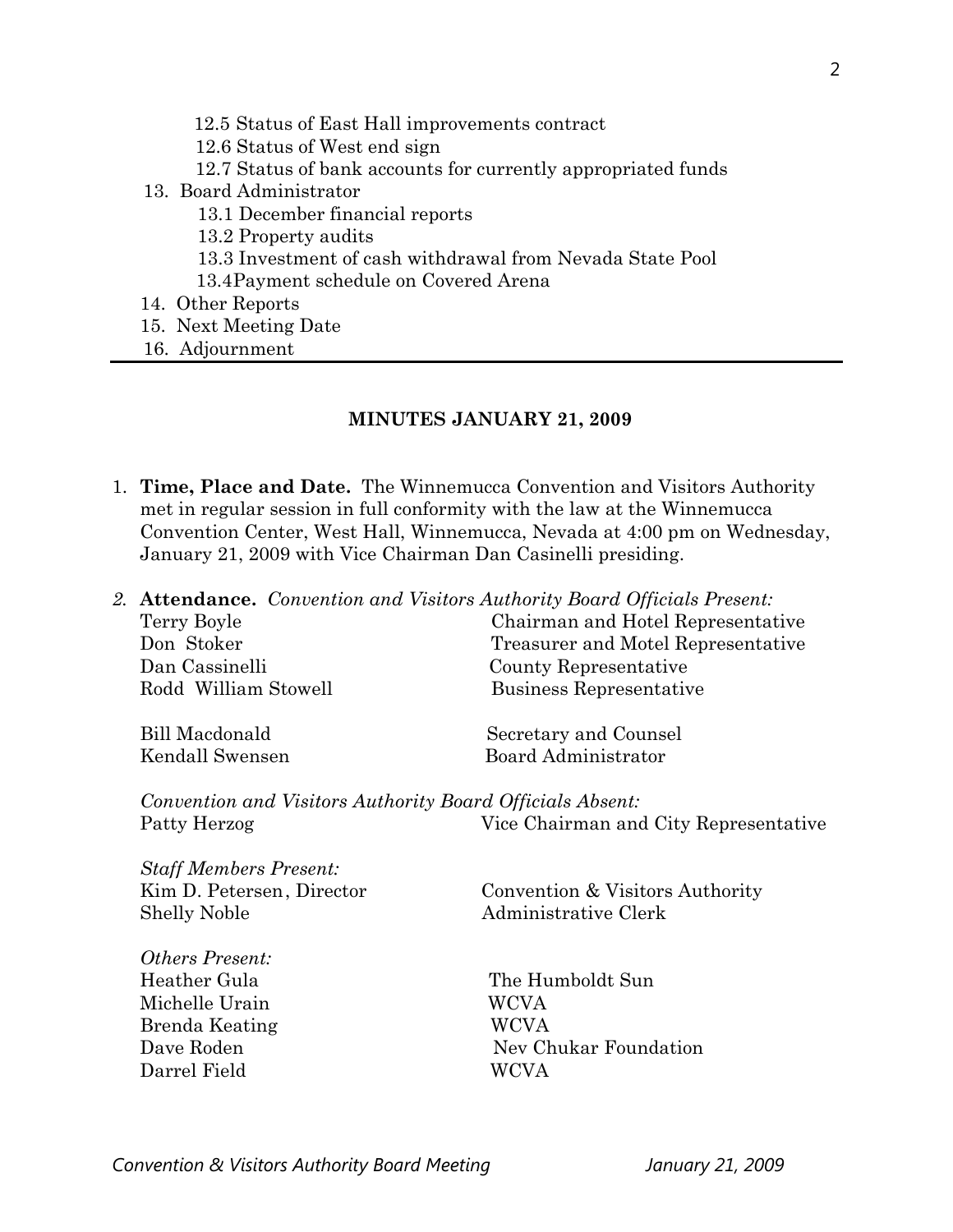- 12.5 Status of East Hall improvements contract
- 12.6 Status of West end sign
- 12.7 Status of bank accounts for currently appropriated funds

13. Board Administrator
    - 13.1 December financial reports
    - 13.2 Property audits
    - 13.3 Investment of cash withdrawal from Nevada State Pool
    - 13.4Payment schedule on Covered Arena
14. Other Reports
15. Next Meeting Date
16. Adjournment

---

## MINUTES JANUARY 21, 2009

1. **Time, Place and Date.** The Winnemucca Convention and Visitors Authority met in regular session in full conformity with the law at the Winnemucca Convention Center, West Hall, Winnemucca, Nevada at 4:00 pm on Wednesday, January 21, 2009 with Vice Chairman Dan Casinelli presiding.

2. **Attendance.** *Convention and Visitors Authority Board Officials Present:*

| | |
|---|---|
| Terry Boyle | Chairman and Hotel Representative |
| Don Stoker | Treasurer and Motel Representative |
| Dan Cassinelli | County Representative |
| Rodd William Stowell | Business Representative |
| | |
| Bill Macdonald | Secretary and Counsel |
| Kendall Swensen | Board Administrator |

*Convention and Visitors Authority Board Officials Absent:*

| | |
|---|---|
| Patty Herzog | Vice Chairman and City Representative |

*Staff Members Present:*

| | |
|---|---|
| Kim D. Petersen, Director | Convention & Visitors Authority |
| Shelly Noble | Administrative Clerk |

*Others Present:*

| | |
|---|---|
| Heather Gula | The Humboldt Sun |
| Michelle Urain | WCVA |
| Brenda Keating | WCVA |
| Dave Roden | Nev Chukar Foundation |
| Darrel Field | WCVA |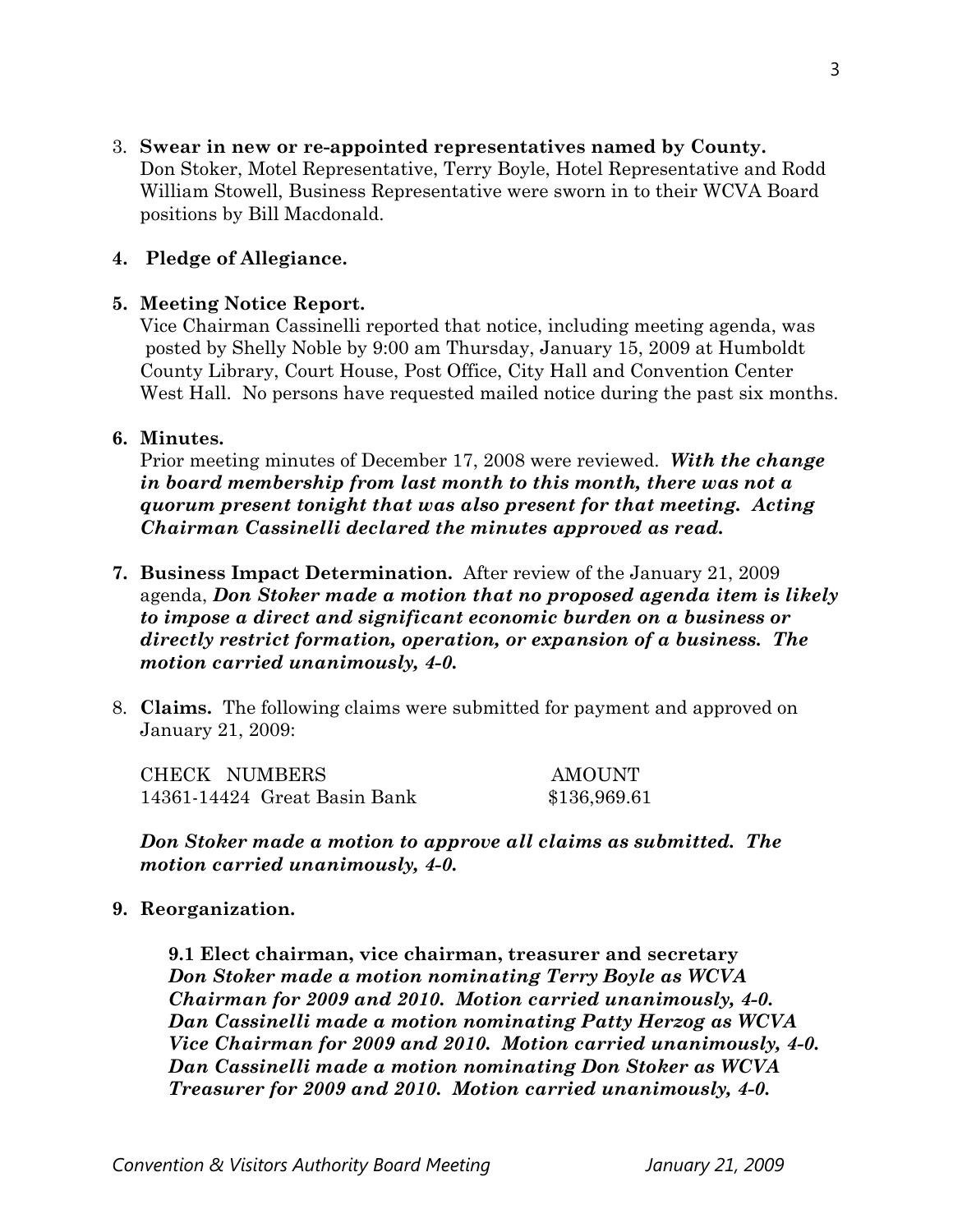3. **Swear in new or re-appointed representatives named by County.** Don Stoker, Motel Representative, Terry Boyle, Hotel Representative and Rodd William Stowell, Business Representative were sworn in to their WCVA Board positions by Bill Macdonald.

4. **Pledge of Allegiance.**

5. **Meeting Notice Report.** Vice Chairman Cassinelli reported that notice, including meeting agenda, was posted by Shelly Noble by 9:00 am Thursday, January 15, 2009 at Humboldt County Library, Court House, Post Office, City Hall and Convention Center West Hall. No persons have requested mailed notice during the past six months.

6. **Minutes.** Prior meeting minutes of December 17, 2008 were reviewed. ***With the change in board membership from last month to this month, there was not a quorum present tonight that was also present for that meeting. Acting Chairman Cassinelli declared the minutes approved as read.***

7. **Business Impact Determination.** After review of the January 21, 2009 agenda, ***Don Stoker made a motion that no proposed agenda item is likely to impose a direct and significant economic burden on a business or directly restrict formation, operation, or expansion of a business. The motion carried unanimously, 4-0.***

8. **Claims.** The following claims were submitted for payment and approved on January 21, 2009:

| CHECK NUMBERS | AMOUNT |
|---|---|
| 14361-14424 Great Basin Bank | $136,969.61 |

***Don Stoker made a motion to approve all claims as submitted. The motion carried unanimously, 4-0.***

9. **Reorganization.**

**9.1 Elect chairman, vice chairman, treasurer and secretary**
***Don Stoker made a motion nominating Terry Boyle as WCVA Chairman for 2009 and 2010. Motion carried unanimously, 4-0.***
***Dan Cassinelli made a motion nominating Patty Herzog as WCVA Vice Chairman for 2009 and 2010. Motion carried unanimously, 4-0.***
***Dan Cassinelli made a motion nominating Don Stoker as WCVA Treasurer for 2009 and 2010. Motion carried unanimously, 4-0.***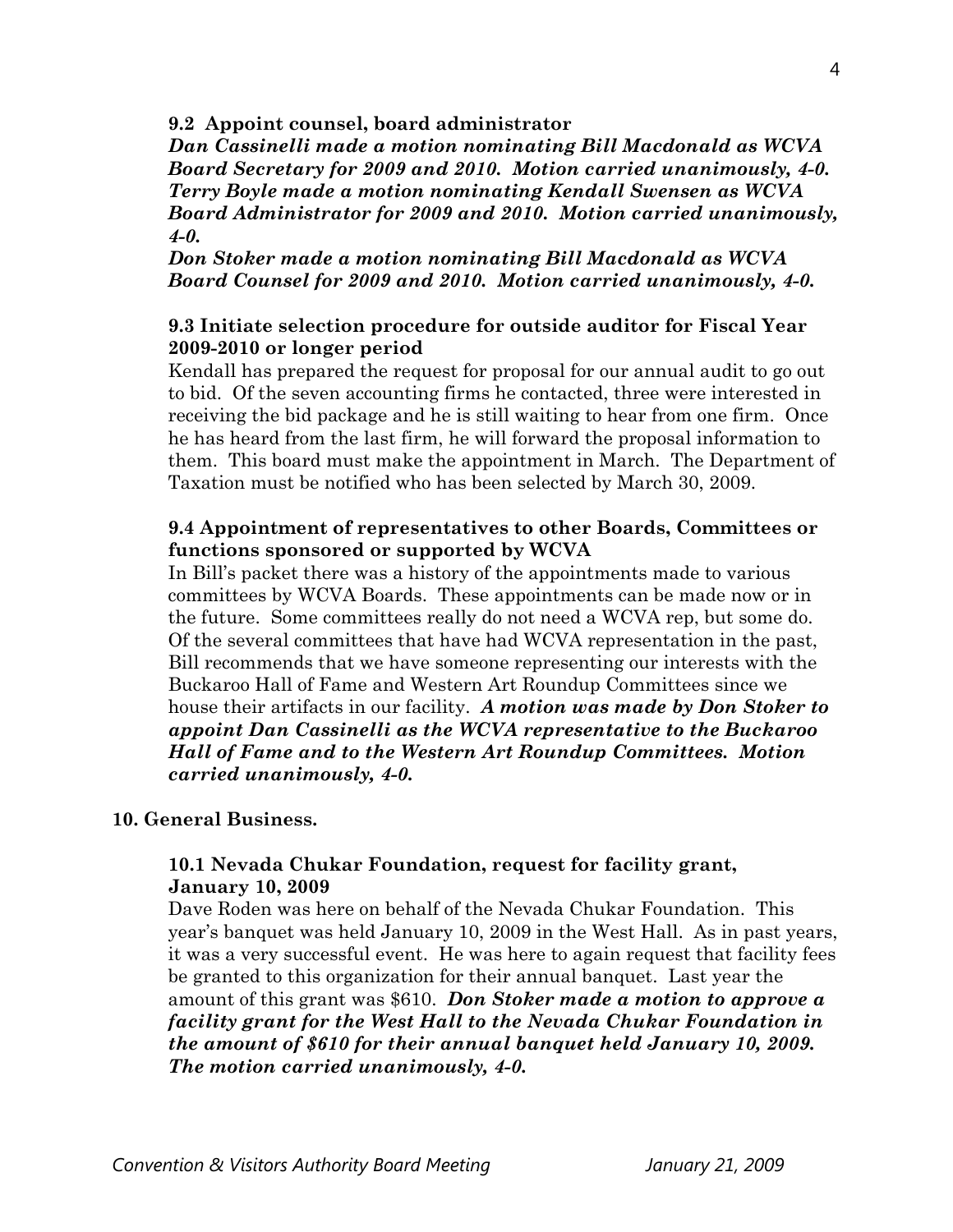### 9.2 Appoint counsel, board administrator

***Dan Cassinelli made a motion nominating Bill Macdonald as WCVA Board Secretary for 2009 and 2010. Motion carried unanimously, 4-0. Terry Boyle made a motion nominating Kendall Swensen as WCVA Board Administrator for 2009 and 2010. Motion carried unanimously, 4-0.***

***Don Stoker made a motion nominating Bill Macdonald as WCVA Board Counsel for 2009 and 2010. Motion carried unanimously, 4-0.***

### 9.3 Initiate selection procedure for outside auditor for Fiscal Year 2009-2010 or longer period

Kendall has prepared the request for proposal for our annual audit to go out to bid. Of the seven accounting firms he contacted, three were interested in receiving the bid package and he is still waiting to hear from one firm. Once he has heard from the last firm, he will forward the proposal information to them. This board must make the appointment in March. The Department of Taxation must be notified who has been selected by March 30, 2009.

### 9.4 Appointment of representatives to other Boards, Committees or functions sponsored or supported by WCVA

In Bill's packet there was a history of the appointments made to various committees by WCVA Boards. These appointments can be made now or in the future. Some committees really do not need a WCVA rep, but some do. Of the several committees that have had WCVA representation in the past, Bill recommends that we have someone representing our interests with the Buckaroo Hall of Fame and Western Art Roundup Committees since we house their artifacts in our facility. ***A motion was made by Don Stoker to appoint Dan Cassinelli as the WCVA representative to the Buckaroo Hall of Fame and to the Western Art Roundup Committees. Motion carried unanimously, 4-0.***

## 10. General Business.

### 10.1 Nevada Chukar Foundation, request for facility grant, January 10, 2009

Dave Roden was here on behalf of the Nevada Chukar Foundation. This year's banquet was held January 10, 2009 in the West Hall. As in past years, it was a very successful event. He was here to again request that facility fees be granted to this organization for their annual banquet. Last year the amount of this grant was $610. ***Don Stoker made a motion to approve a facility grant for the West Hall to the Nevada Chukar Foundation in the amount of $610 for their annual banquet held January 10, 2009. The motion carried unanimously, 4-0.***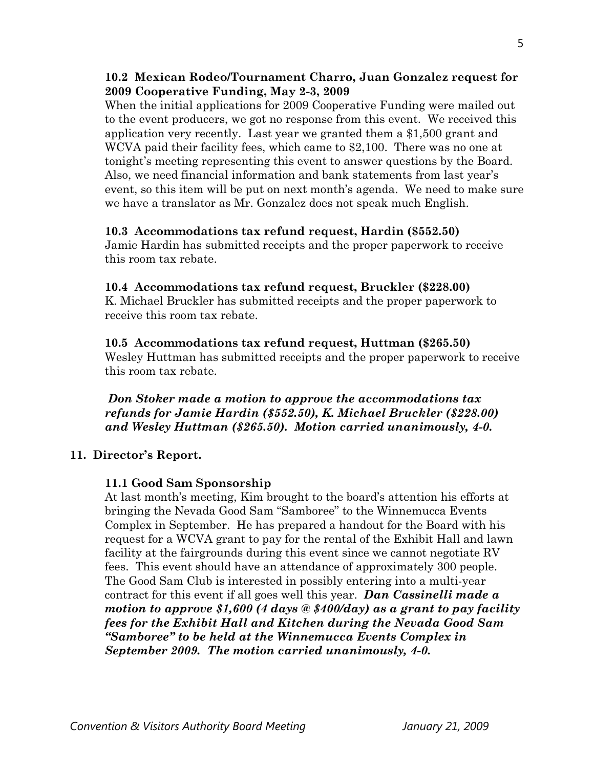**10.2 Mexican Rodeo/Tournament Charro, Juan Gonzalez request for 2009 Cooperative Funding, May 2-3, 2009**

When the initial applications for 2009 Cooperative Funding were mailed out to the event producers, we got no response from this event. We received this application very recently. Last year we granted them a $1,500 grant and WCVA paid their facility fees, which came to $2,100. There was no one at tonight's meeting representing this event to answer questions by the Board. Also, we need financial information and bank statements from last year's event, so this item will be put on next month's agenda. We need to make sure we have a translator as Mr. Gonzalez does not speak much English.

**10.3 Accommodations tax refund request, Hardin ($552.50)**

Jamie Hardin has submitted receipts and the proper paperwork to receive this room tax rebate.

**10.4 Accommodations tax refund request, Bruckler ($228.00)**

K. Michael Bruckler has submitted receipts and the proper paperwork to receive this room tax rebate.

**10.5 Accommodations tax refund request, Huttman ($265.50)**

Wesley Huttman has submitted receipts and the proper paperwork to receive this room tax rebate.

***Don Stoker made a motion to approve the accommodations tax refunds for Jamie Hardin ($552.50), K. Michael Bruckler ($228.00) and Wesley Huttman ($265.50). Motion carried unanimously, 4-0.***

**11. Director's Report.**

**11.1 Good Sam Sponsorship**

At last month's meeting, Kim brought to the board's attention his efforts at bringing the Nevada Good Sam "Samboree" to the Winnemucca Events Complex in September. He has prepared a handout for the Board with his request for a WCVA grant to pay for the rental of the Exhibit Hall and lawn facility at the fairgrounds during this event since we cannot negotiate RV fees. This event should have an attendance of approximately 300 people. The Good Sam Club is interested in possibly entering into a multi-year contract for this event if all goes well this year. ***Dan Cassinelli made a motion to approve $1,600 (4 days @ $400/day) as a grant to pay facility fees for the Exhibit Hall and Kitchen during the Nevada Good Sam "Samboree" to be held at the Winnemucca Events Complex in September 2009. The motion carried unanimously, 4-0.***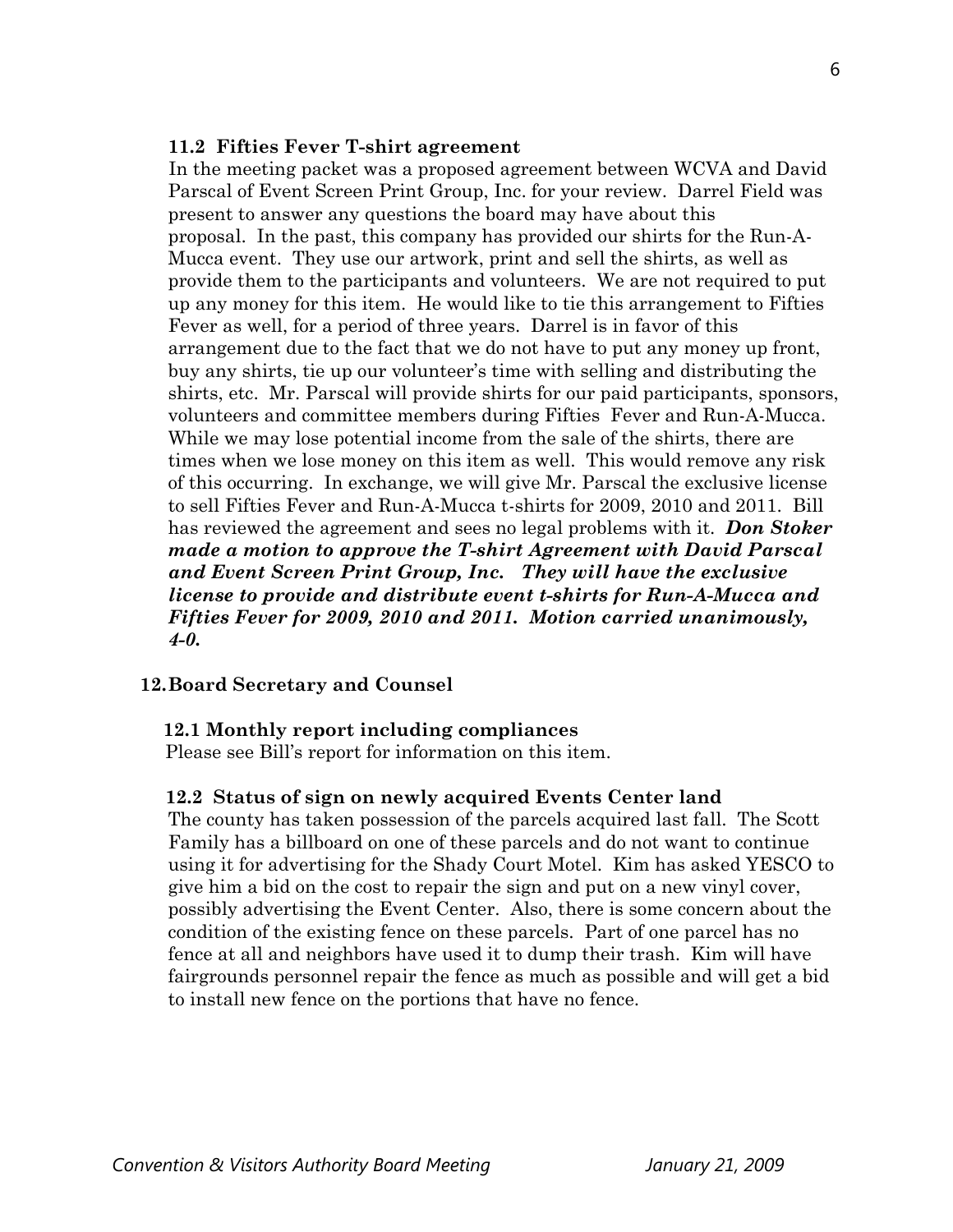### 11.2 Fifties Fever T-shirt agreement

In the meeting packet was a proposed agreement between WCVA and David Parscal of Event Screen Print Group, Inc. for your review. Darrel Field was present to answer any questions the board may have about this proposal. In the past, this company has provided our shirts for the Run-A-Mucca event. They use our artwork, print and sell the shirts, as well as provide them to the participants and volunteers. We are not required to put up any money for this item. He would like to tie this arrangement to Fifties Fever as well, for a period of three years. Darrel is in favor of this arrangement due to the fact that we do not have to put any money up front, buy any shirts, tie up our volunteer's time with selling and distributing the shirts, etc. Mr. Parscal will provide shirts for our paid participants, sponsors, volunteers and committee members during Fifties Fever and Run-A-Mucca. While we may lose potential income from the sale of the shirts, there are times when we lose money on this item as well. This would remove any risk of this occurring. In exchange, we will give Mr. Parscal the exclusive license to sell Fifties Fever and Run-A-Mucca t-shirts for 2009, 2010 and 2011. Bill has reviewed the agreement and sees no legal problems with it. ***Don Stoker made a motion to approve the T-shirt Agreement with David Parscal and Event Screen Print Group, Inc. They will have the exclusive license to provide and distribute event t-shirts for Run-A-Mucca and Fifties Fever for 2009, 2010 and 2011. Motion carried unanimously, 4-0.***

## 12. Board Secretary and Counsel

### 12.1 Monthly report including compliances

Please see Bill's report for information on this item.

### 12.2 Status of sign on newly acquired Events Center land

The county has taken possession of the parcels acquired last fall. The Scott Family has a billboard on one of these parcels and do not want to continue using it for advertising for the Shady Court Motel. Kim has asked YESCO to give him a bid on the cost to repair the sign and put on a new vinyl cover, possibly advertising the Event Center. Also, there is some concern about the condition of the existing fence on these parcels. Part of one parcel has no fence at all and neighbors have used it to dump their trash. Kim will have fairgrounds personnel repair the fence as much as possible and will get a bid to install new fence on the portions that have no fence.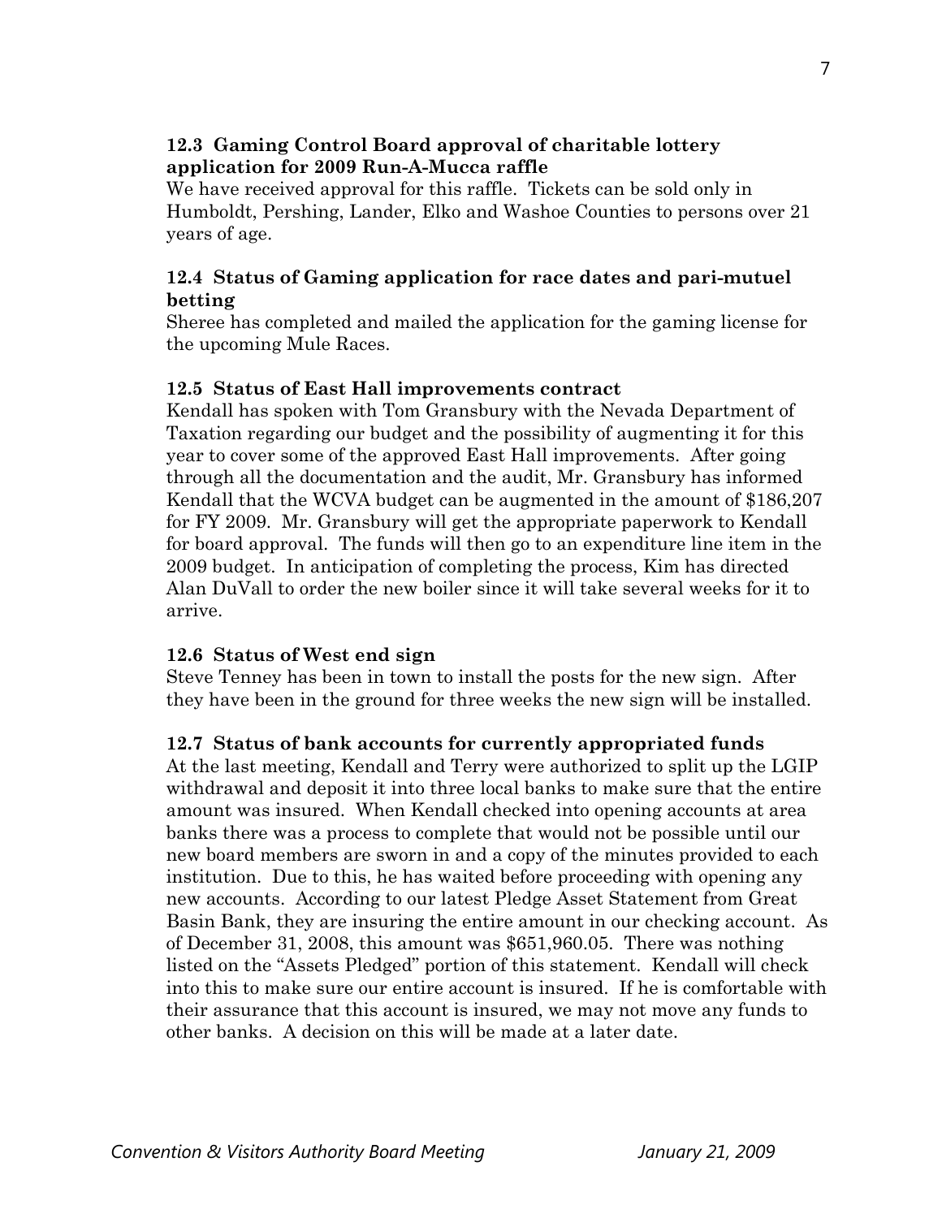**12.3 Gaming Control Board approval of charitable lottery application for 2009 Run-A-Mucca raffle**

We have received approval for this raffle. Tickets can be sold only in Humboldt, Pershing, Lander, Elko and Washoe Counties to persons over 21 years of age.

**12.4 Status of Gaming application for race dates and pari-mutuel betting**

Sheree has completed and mailed the application for the gaming license for the upcoming Mule Races.

**12.5 Status of East Hall improvements contract**

Kendall has spoken with Tom Gransbury with the Nevada Department of Taxation regarding our budget and the possibility of augmenting it for this year to cover some of the approved East Hall improvements. After going through all the documentation and the audit, Mr. Gransbury has informed Kendall that the WCVA budget can be augmented in the amount of $186,207 for FY 2009. Mr. Gransbury will get the appropriate paperwork to Kendall for board approval. The funds will then go to an expenditure line item in the 2009 budget. In anticipation of completing the process, Kim has directed Alan DuVall to order the new boiler since it will take several weeks for it to arrive.

**12.6 Status of West end sign**

Steve Tenney has been in town to install the posts for the new sign. After they have been in the ground for three weeks the new sign will be installed.

**12.7 Status of bank accounts for currently appropriated funds**

At the last meeting, Kendall and Terry were authorized to split up the LGIP withdrawal and deposit it into three local banks to make sure that the entire amount was insured. When Kendall checked into opening accounts at area banks there was a process to complete that would not be possible until our new board members are sworn in and a copy of the minutes provided to each institution. Due to this, he has waited before proceeding with opening any new accounts. According to our latest Pledge Asset Statement from Great Basin Bank, they are insuring the entire amount in our checking account. As of December 31, 2008, this amount was $651,960.05. There was nothing listed on the "Assets Pledged" portion of this statement. Kendall will check into this to make sure our entire account is insured. If he is comfortable with their assurance that this account is insured, we may not move any funds to other banks. A decision on this will be made at a later date.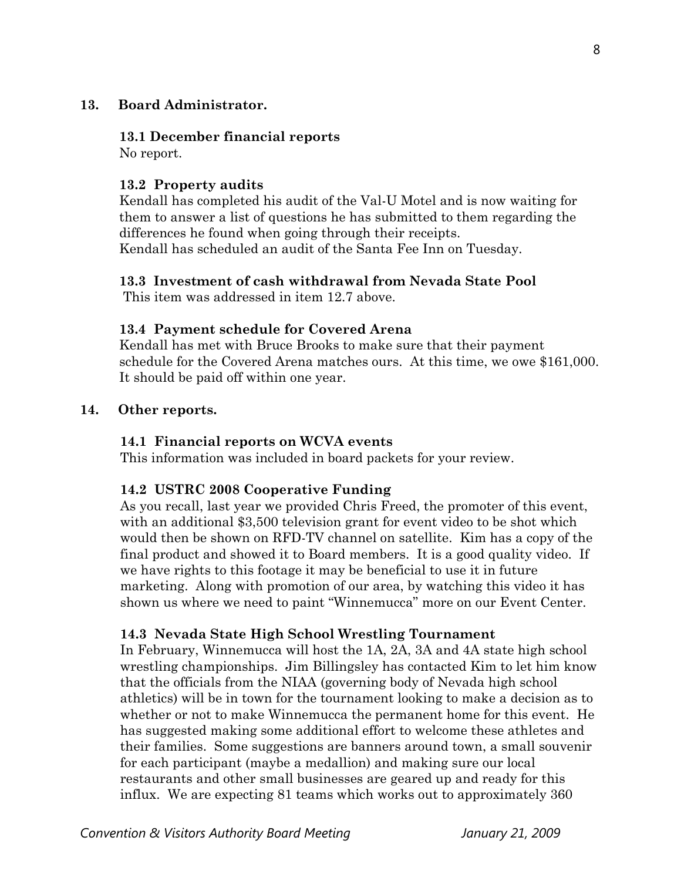**13. Board Administrator.**

**13.1 December financial reports**
No report.

**13.2 Property audits**
Kendall has completed his audit of the Val-U Motel and is now waiting for them to answer a list of questions he has submitted to them regarding the differences he found when going through their receipts.
Kendall has scheduled an audit of the Santa Fee Inn on Tuesday.

**13.3 Investment of cash withdrawal from Nevada State Pool**
This item was addressed in item 12.7 above.

**13.4 Payment schedule for Covered Arena**
Kendall has met with Bruce Brooks to make sure that their payment schedule for the Covered Arena matches ours. At this time, we owe $161,000. It should be paid off within one year.

**14. Other reports.**

**14.1 Financial reports on WCVA events**
This information was included in board packets for your review.

**14.2 USTRC 2008 Cooperative Funding**
As you recall, last year we provided Chris Freed, the promoter of this event, with an additional $3,500 television grant for event video to be shot which would then be shown on RFD-TV channel on satellite. Kim has a copy of the final product and showed it to Board members. It is a good quality video. If we have rights to this footage it may be beneficial to use it in future marketing. Along with promotion of our area, by watching this video it has shown us where we need to paint "Winnemucca" more on our Event Center.

**14.3 Nevada State High School Wrestling Tournament**
In February, Winnemucca will host the 1A, 2A, 3A and 4A state high school wrestling championships. Jim Billingsley has contacted Kim to let him know that the officials from the NIAA (governing body of Nevada high school athletics) will be in town for the tournament looking to make a decision as to whether or not to make Winnemucca the permanent home for this event. He has suggested making some additional effort to welcome these athletes and their families. Some suggestions are banners around town, a small souvenir for each participant (maybe a medallion) and making sure our local restaurants and other small businesses are geared up and ready for this influx. We are expecting 81 teams which works out to approximately 360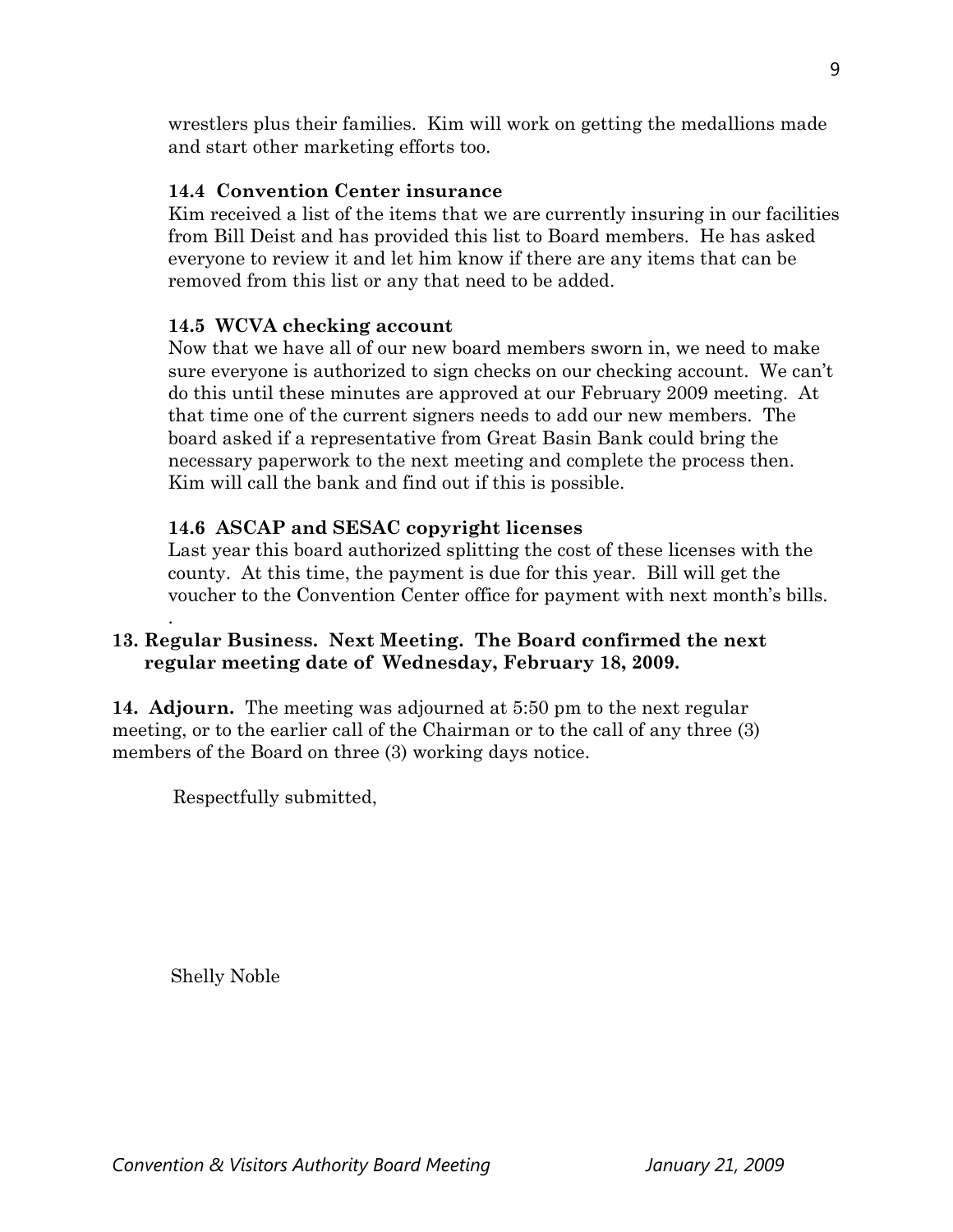wrestlers plus their families. Kim will work on getting the medallions made and start other marketing efforts too.

**14.4 Convention Center insurance**

Kim received a list of the items that we are currently insuring in our facilities from Bill Deist and has provided this list to Board members. He has asked everyone to review it and let him know if there are any items that can be removed from this list or any that need to be added.

**14.5 WCVA checking account**

Now that we have all of our new board members sworn in, we need to make sure everyone is authorized to sign checks on our checking account. We can't do this until these minutes are approved at our February 2009 meeting. At that time one of the current signers needs to add our new members. The board asked if a representative from Great Basin Bank could bring the necessary paperwork to the next meeting and complete the process then. Kim will call the bank and find out if this is possible.

**14.6 ASCAP and SESAC copyright licenses**

Last year this board authorized splitting the cost of these licenses with the county. At this time, the payment is due for this year. Bill will get the voucher to the Convention Center office for payment with next month's bills.

.

**13. Regular Business. Next Meeting. The Board confirmed the next regular meeting date of Wednesday, February 18, 2009.**

**14. Adjourn.** The meeting was adjourned at 5:50 pm to the next regular meeting, or to the earlier call of the Chairman or to the call of any three (3) members of the Board on three (3) working days notice.

Respectfully submitted,

Shelly Noble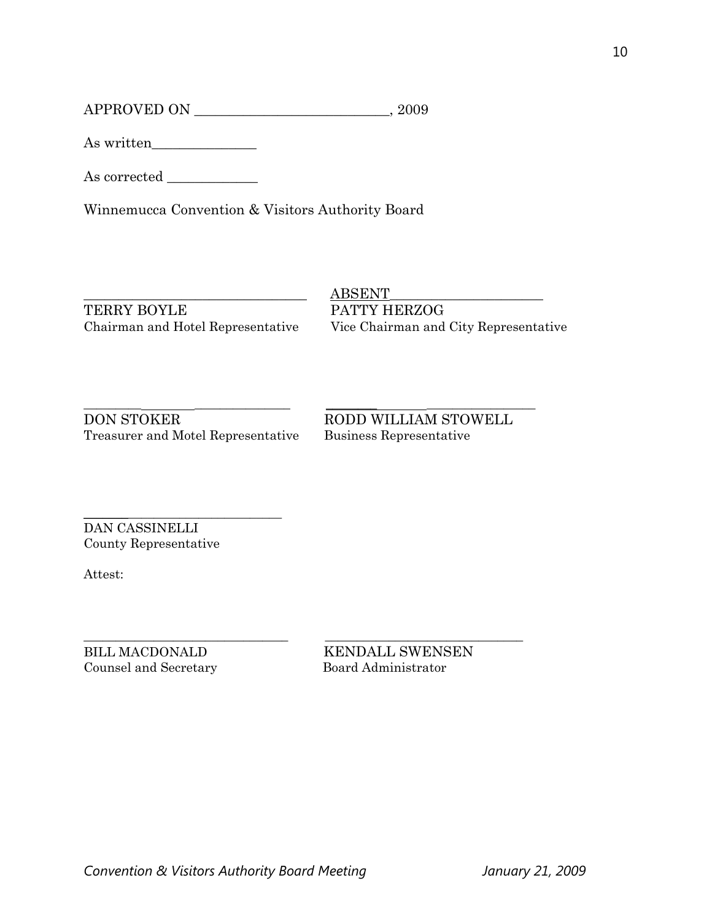APPROVED ON _____________________________, 2009

As written________________

As corrected ______________

Winnemucca Convention & Visitors Authority Board

___________________________________
TERRY BOYLE
Chairman and Hotel Representative

ABSENT_______________________
PATTY HERZOG
Vice Chairman and City Representative

___________________________________
DON STOKER
Treasurer and Motel Representative

___________________________________
RODD WILLIAM STOWELL
Business Representative

________________________________
DAN CASSINELLI
County Representative

Attest:

_________________________________
BILL MACDONALD
Counsel and Secretary

_________________________________
KENDALL SWENSEN
Board Administrator